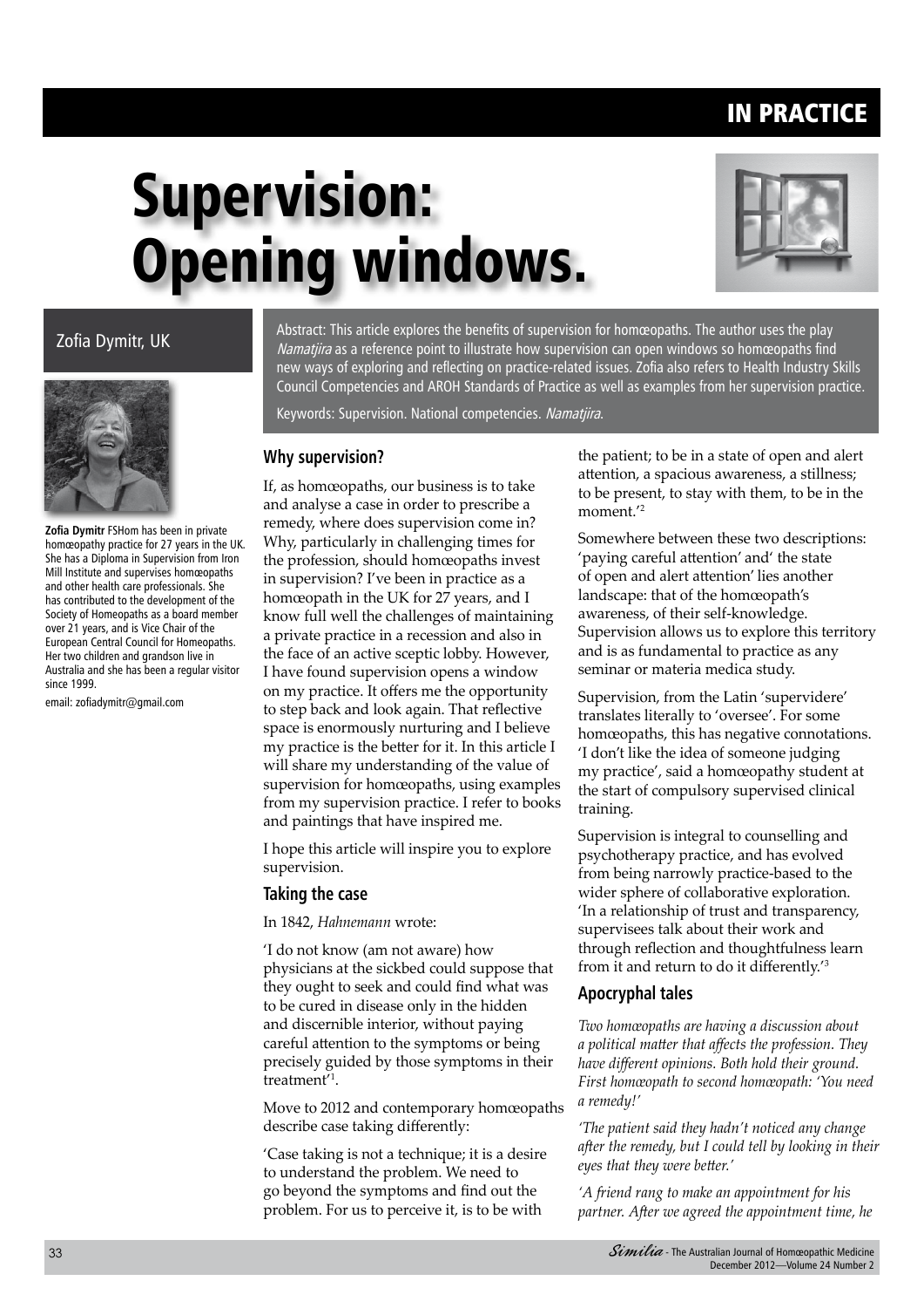IN PRACTICE

# Supervision: Opening windows.

Zofia Dymitr, UK

**Zofia Dymitr** FSHom has been in private homœopathy practice for 27 years in the UK. She has a Diploma in Supervision from Iron Mill Institute and supervises homœopaths and other health care professionals. She has contributed to the development of the Society of Homeopaths as a board member over 21 years, and is Vice Chair of the European Central Council for Homeopaths. Her two children and grandson live in Australia and she has been a regular visitor since 1999.

email: zofiadymitr@gmail.com

Abstract: This article explores the benefits of supervision for homœopaths. The author uses the play *Namatjira* as a reference point to illustrate how supervision can open windows so homœopaths find new ways of exploring and reflecting on practice-related issues. Zofia also refers to Health Industry Skills Council Competencies and AROH Standards of Practice as well as examples from her supervision practice.

Keywords: Supervision. National competencies. *Namatjira*.

## Why supervision?

If, as homœopaths, our business is to take and analyse a case in order to prescribe a remedy, where does supervision come in? Why, particularly in challenging times for the profession, should homœopaths invest in supervision? I've been in practice as a homœopath in the UK for 27 years, and I know full well the challenges of maintaining a private practice in a recession and also in the face of an active sceptic lobby. However, I have found supervision opens a window on my practice. It offers me the opportunity to step back and look again. That reflective space is enormously nurturing and I believe my practice is the better for it. In this article I will share my understanding of the value of supervision for homœopaths, using examples from my supervision practice. I refer to books and paintings that have inspired me.

I hope this article will inspire you to explore supervision.

## Taking the case

In 1842, *Hahnemann* wrote:

'I do not know (am not aware) how physicians at the sickbed could suppose that they ought to seek and could find what was to be cured in disease only in the hidden and discernible interior, without paying careful attention to the symptoms or being precisely guided by those symptoms in their treatment'[1].

Move to 2012 and contemporary homœopaths describe case taking differently:

'Case taking is not a technique; it is a desire to understand the problem. We need to go beyond the symptoms and find out the problem. For us to perceive it, is to be with the patient; to be in a state of open and alert attention, a spacious awareness, a stillness; to be present, to stay with them, to be in the moment.'[2]

Somewhere between these two descriptions: 'paying careful attention' and' the state of open and alert attention' lies another landscape: that of the homœopath's awareness, of their self-knowledge. Supervision allows us to explore this territory and is as fundamental to practice as any seminar or materia medica study.

Supervision, from the Latin 'supervidere' translates literally to 'oversee'. For some homœopaths, this has negative connotations. 'I don't like the idea of someone judging my practice', said a homœopathy student at the start of compulsory supervised clinical training.

Supervision is integral to counselling and psychotherapy practice, and has evolved from being narrowly practice-based to the wider sphere of collaborative exploration. 'In a relationship of trust and transparency, supervisees talk about their work and through reflection and thoughtfulness learn from it and return to do it differently.'[3]

## Apocryphal tales

*Two homœopaths are having a discussion about a political matter that affects the profession. They have different opinions. Both hold their ground. First homœopath to second homœopath: 'You need a remedy!'*

*'The patient said they hadn't noticed any change after the remedy, but I could tell by looking in their eyes that they were better.'*

*'A friend rang to make an appointment for his partner. After we agreed the appointment time, he*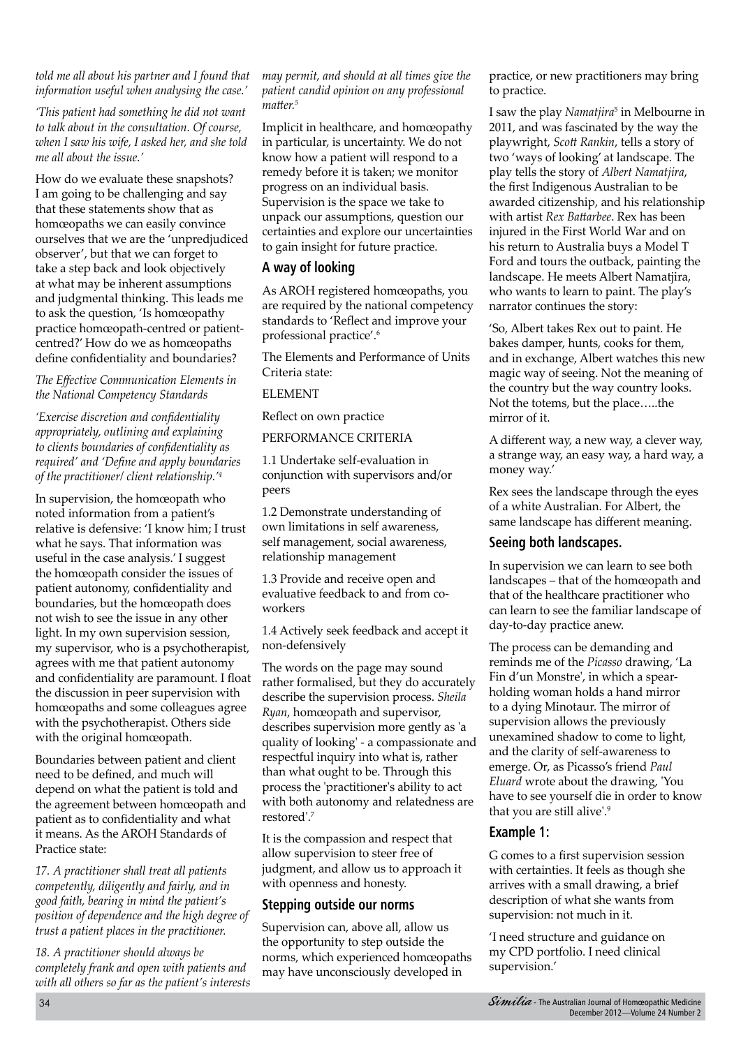*told me all about his partner and I found that information useful when analysing the case.'*

*'This patient had something he did not want to talk about in the consultation. Of course, when I saw his wife, I asked her, and she told me all about the issue.'*

How do we evaluate these snapshots? I am going to be challenging and say that these statements show that as homœopaths we can easily convince ourselves that we are the 'unpredjudiced observer', but that we can forget to take a step back and look objectively at what may be inherent assumptions and judgmental thinking. This leads me to ask the question, 'Is homœopathy practice homœopath-centred or patient-centred?' How do we as homœopaths define confidentiality and boundaries?

*The Effective Communication Elements in the National Competency Standards*

*'Exercise discretion and confidentiality appropriately, outlining and explaining to clients boundaries of confidentiality as required' and 'Define and apply boundaries of the practitioner/ client relationship.'*[4]

In supervision, the homœopath who noted information from a patient's relative is defensive: 'I know him; I trust what he says. That information was useful in the case analysis.' I suggest the homœopath consider the issues of patient autonomy, confidentiality and boundaries, but the homœopath does not wish to see the issue in any other light. In my own supervision session, my supervisor, who is a psychotherapist, agrees with me that patient autonomy and confidentiality are paramount. I float the discussion in peer supervision with homœopaths and some colleagues agree with the psychotherapist. Others side with the original homœopath.

Boundaries between patient and client need to be defined, and much will depend on what the patient is told and the agreement between homœopath and patient as to confidentiality and what it means. As the AROH Standards of Practice state:

*17. A practitioner shall treat all patients competently, diligently and fairly, and in good faith, bearing in mind the patient's position of dependence and the high degree of trust a patient places in the practitioner.*

*18. A practitioner should always be completely frank and open with patients and with all others so far as the patient's interests may permit, and should at all times give the patient candid opinion on any professional matter.*[5]

Implicit in healthcare, and homœopathy in particular, is uncertainty. We do not know how a patient will respond to a remedy before it is taken; we monitor progress on an individual basis. Supervision is the space we take to unpack our assumptions, question our certainties and explore our uncertainties to gain insight for future practice.

## A way of looking

As AROH registered homœopaths, you are required by the national competency standards to 'Reflect and improve your professional practice'.[6]

The Elements and Performance of Units Criteria state:

ELEMENT

Reflect on own practice

PERFORMANCE CRITERIA

1.1 Undertake self-evaluation in conjunction with supervisors and/or peers

1.2 Demonstrate understanding of own limitations in self awareness, self management, social awareness, relationship management

1.3 Provide and receive open and evaluative feedback to and from co-workers

1.4 Actively seek feedback and accept it non-defensively

The words on the page may sound rather formalised, but they do accurately describe the supervision process. *Sheila Ryan*, homœopath and supervisor, describes supervision more gently as 'a quality of looking' - a compassionate and respectful inquiry into what is, rather than what ought to be. Through this process the 'practitioner's ability to act with both autonomy and relatedness are restored'.[7]

It is the compassion and respect that allow supervision to steer free of judgment, and allow us to approach it with openness and honesty.

## Stepping outside our norms

Supervision can, above all, allow us the opportunity to step outside the norms, which experienced homœopaths may have unconsciously developed in practice, or new practitioners may bring to practice.

I saw the play *Namatjira*[5] in Melbourne in 2011, and was fascinated by the way the playwright, *Scott Rankin*, tells a story of two 'ways of looking' at landscape. The play tells the story of *Albert Namatjira*, the first Indigenous Australian to be awarded citizenship, and his relationship with artist *Rex Battarbee*. Rex has been injured in the First World War and on his return to Australia buys a Model T Ford and tours the outback, painting the landscape. He meets Albert Namatjira, who wants to learn to paint. The play's narrator continues the story:

'So, Albert takes Rex out to paint. He bakes damper, hunts, cooks for them, and in exchange, Albert watches this new magic way of seeing. Not the meaning of the country but the way country looks. Not the totems, but the place…..the mirror of it.

A different way, a new way, a clever way, a strange way, an easy way, a hard way, a money way.'

Rex sees the landscape through the eyes of a white Australian. For Albert, the same landscape has different meaning.

## Seeing both landscapes.

In supervision we can learn to see both landscapes – that of the homœopath and that of the healthcare practitioner who can learn to see the familiar landscape of day-to-day practice anew.

The process can be demanding and reminds me of the *Picasso* drawing, 'La Fin d'un Monstre', in which a spear-holding woman holds a hand mirror to a dying Minotaur. The mirror of supervision allows the previously unexamined shadow to come to light, and the clarity of self-awareness to emerge. Or, as Picasso's friend *Paul Eluard* wrote about the drawing, 'You have to see yourself die in order to know that you are still alive'.[9]

## Example 1:

G comes to a first supervision session with certainties. It feels as though she arrives with a small drawing, a brief description of what she wants from supervision: not much in it.

'I need structure and guidance on my CPD portfolio. I need clinical supervision.'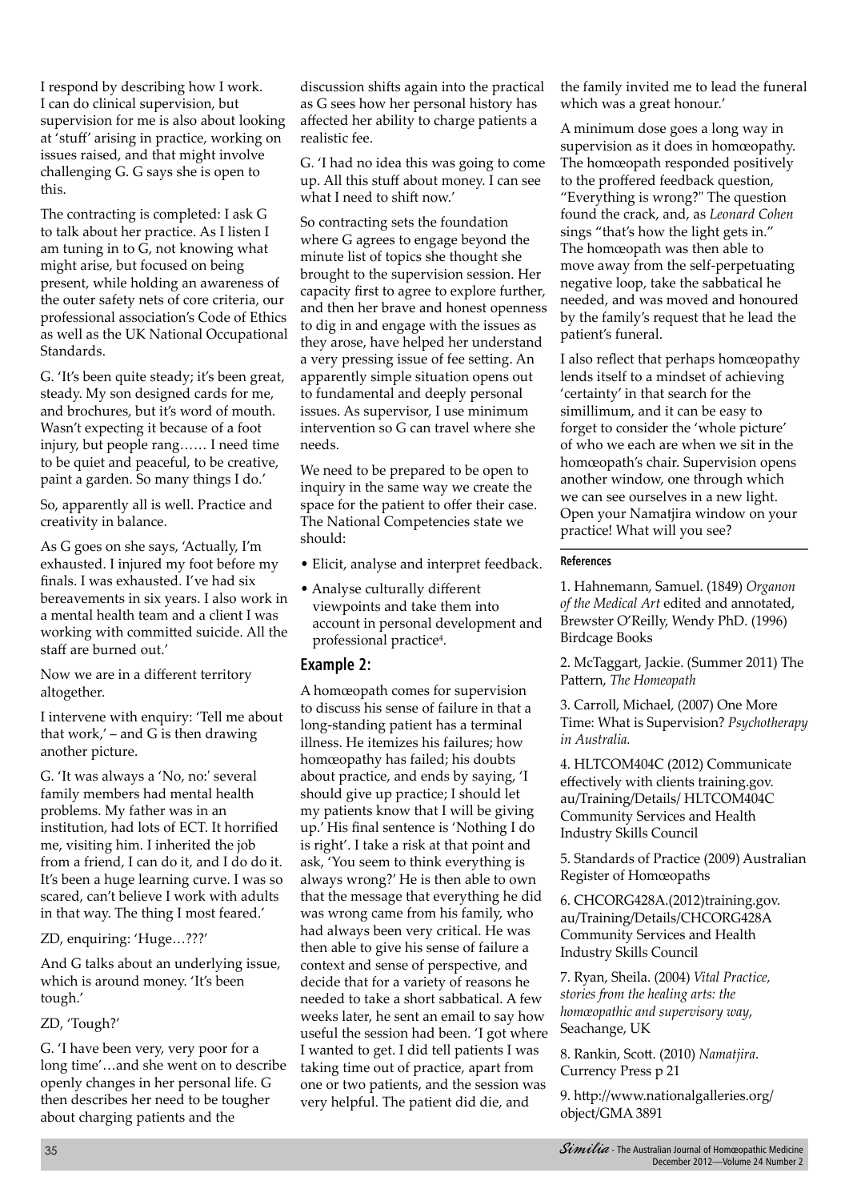I respond by describing how I work. I can do clinical supervision, but supervision for me is also about looking at 'stuff' arising in practice, working on issues raised, and that might involve challenging G. G says she is open to this.

The contracting is completed: I ask G to talk about her practice. As I listen I am tuning in to G, not knowing what might arise, but focused on being present, while holding an awareness of the outer safety nets of core criteria, our professional association's Code of Ethics as well as the UK National Occupational Standards.

G. 'It's been quite steady; it's been great, steady. My son designed cards for me, and brochures, but it's word of mouth. Wasn't expecting it because of a foot injury, but people rang…… I need time to be quiet and peaceful, to be creative, paint a garden. So many things I do.'

So, apparently all is well. Practice and creativity in balance.

As G goes on she says, 'Actually, I'm exhausted. I injured my foot before my finals. I was exhausted. I've had six bereavements in six years. I also work in a mental health team and a client I was working with committed suicide. All the staff are burned out.'

Now we are in a different territory altogether.

I intervene with enquiry: 'Tell me about that work,' – and G is then drawing another picture.

G. 'It was always a 'No, no:' several family members had mental health problems. My father was in an institution, had lots of ECT. It horrified me, visiting him. I inherited the job from a friend, I can do it, and I do do it. It's been a huge learning curve. I was so scared, can't believe I work with adults in that way. The thing I most feared.'

ZD, enquiring: 'Huge…???'

And G talks about an underlying issue, which is around money. 'It's been tough.'

ZD, 'Tough?'

G. 'I have been very, very poor for a long time'…and she went on to describe openly changes in her personal life. G then describes her need to be tougher about charging patients and the discussion shifts again into the practical as G sees how her personal history has affected her ability to charge patients a realistic fee.

G. 'I had no idea this was going to come up. All this stuff about money. I can see what I need to shift now.'

So contracting sets the foundation where G agrees to engage beyond the minute list of topics she thought she brought to the supervision session. Her capacity first to agree to explore further, and then her brave and honest openness to dig in and engage with the issues as they arose, have helped her understand a very pressing issue of fee setting. An apparently simple situation opens out to fundamental and deeply personal issues. As supervisor, I use minimum intervention so G can travel where she needs.

We need to be prepared to be open to inquiry in the same way we create the space for the patient to offer their case. The National Competencies state we should:

- Elicit, analyse and interpret feedback.
- Analyse culturally different viewpoints and take them into account in personal development and professional practice[4].

## Example 2:

A homœopath comes for supervision to discuss his sense of failure in that a long-standing patient has a terminal illness. He itemizes his failures; how homœopathy has failed; his doubts about practice, and ends by saying, 'I should give up practice; I should let my patients know that I will be giving up.' His final sentence is 'Nothing I do is right'. I take a risk at that point and ask, 'You seem to think everything is always wrong?' He is then able to own that the message that everything he did was wrong came from his family, who had always been very critical. He was then able to give his sense of failure a context and sense of perspective, and decide that for a variety of reasons he needed to take a short sabbatical. A few weeks later, he sent an email to say how useful the session had been. 'I got where I wanted to get. I did tell patients I was taking time out of practice, apart from one or two patients, and the session was very helpful. The patient did die, and the family invited me to lead the funeral which was a great honour.'

A minimum dose goes a long way in supervision as it does in homœopathy. The homœopath responded positively to the proffered feedback question, "Everything is wrong?" The question found the crack, and, as *Leonard Cohen* sings "that's how the light gets in." The homœopath was then able to move away from the self-perpetuating negative loop, take the sabbatical he needed, and was moved and honoured by the family's request that he lead the patient's funeral.

I also reflect that perhaps homœopathy lends itself to a mindset of achieving 'certainty' in that search for the simillimum, and it can be easy to forget to consider the 'whole picture' of who we each are when we sit in the homœopath's chair. Supervision opens another window, one through which we can see ourselves in a new light. Open your Namatjira window on your practice! What will you see?

#### References

1. Hahnemann, Samuel. (1849) *Organon of the Medical Art* edited and annotated, Brewster O'Reilly, Wendy PhD. (1996) Birdcage Books
2. McTaggart, Jackie. (Summer 2011) The Pattern, *The Homeopath*
3. Carroll, Michael, (2007) One More Time: What is Supervision? *Psychotherapy in Australia.*
4. HLTCOM404C (2012) Communicate effectively with clients training.gov.au/Training/Details/ HLTCOM404C Community Services and Health Industry Skills Council
5. Standards of Practice (2009) Australian Register of Homœopaths
6. CHCORG428A.(2012)training.gov.au/Training/Details/CHCORG428A Community Services and Health Industry Skills Council
7. Ryan, Sheila. (2004) *Vital Practice, stories from the healing arts: the homœopathic and supervisory way*, Seachange, UK
8. Rankin, Scott. (2010) *Namatjira*. Currency Press p 21
9. http://www.nationalgalleries.org/object/GMA 3891